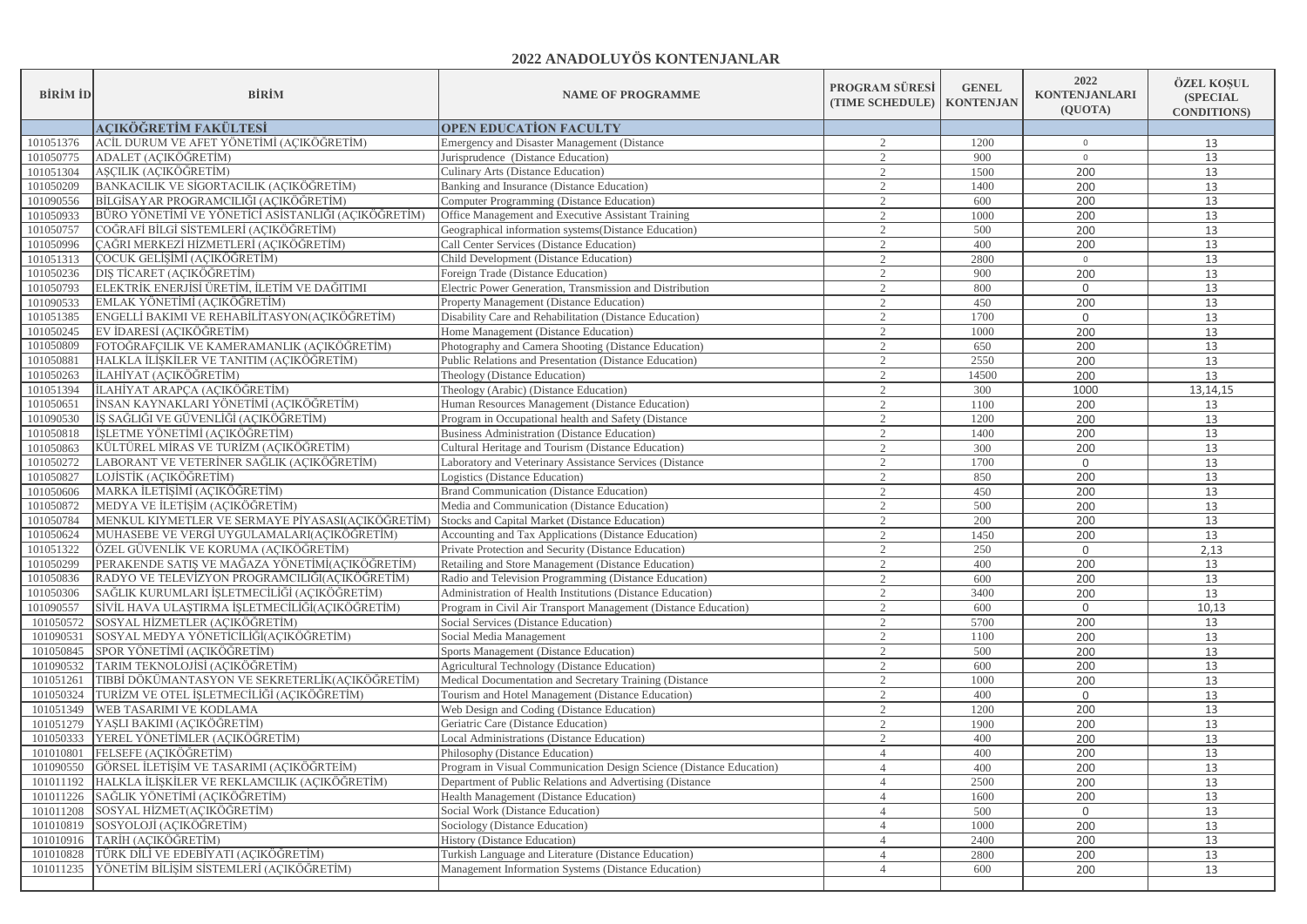## 2022 ANADOLUYÖS KONTENJANLAR

| BİRİM İD | BİRİM | NAME OF PROGRAMME | PROGRAM SÜRESİ (TIME SCHEDULE) | GENEL KONTENJAN | 2022 KONTENJANLARI (QUOTA) | ÖZEL KOŞUL (SPECIAL CONDITIONS) |
|---|---|---|---|---|---|---|
| | **AÇIKÖĞRETİM FAKÜLTESİ** | **OPEN EDUCATİON FACULTY** | | | | |
| 101051376 | ACİL DURUM VE AFET YÖNETİMİ (AÇIKÖĞRETİM) | Emergency and Disaster Management (Distance | 2 | 1200 | 0 | 13 |
| 101050775 | ADALET (AÇIKÖĞRETİM) | Jurisprudence (Distance Education) | 2 | 900 | 0 | 13 |
| 101051304 | AŞÇILIK (AÇIKÖĞRETİM) | Culinary Arts (Distance Education) | 2 | 1500 | 200 | 13 |
| 101050209 | BANKACILIK VE SİGORTACILIK (AÇIKÖĞRETİM) | Banking and Insurance (Distance Education) | 2 | 1400 | 200 | 13 |
| 101090556 | BİLGİSAYAR PROGRAMCILIĞI (AÇIKÖĞRETİM) | Computer Programming (Distance Education) | 2 | 600 | 200 | 13 |
| 101050933 | BÜRO YÖNETİMİ VE YÖNETİCİ ASİSTANLIĞI (AÇIKÖĞRETİM) | Office Management and Executive Assistant Training | 2 | 1000 | 200 | 13 |
| 101050757 | COĞRAFİ BİLGİ SİSTEMLERİ (AÇIKÖĞRETİM) | Geographical information systems(Distance Education) | 2 | 500 | 200 | 13 |
| 101050996 | ÇAĞRI MERKEZİ HİZMETLERİ (AÇIKÖĞRETİM) | Call Center Services (Distance Education) | 2 | 400 | 200 | 13 |
| 101051313 | ÇOCUK GELİŞİMİ (AÇIKÖĞRETİM) | Child Development (Distance Education) | 2 | 2800 | 0 | 13 |
| 101050236 | DIŞ TİCARET (AÇIKÖĞRETİM) | Foreign Trade (Distance Education) | 2 | 900 | 200 | 13 |
| 101050793 | ELEKTRİK ENERJİSİ ÜRETİM, İLETİM VE DAĞITIMI | Electric Power Generation, Transmission and Distribution | 2 | 800 | 0 | 13 |
| 101090533 | EMLAK YÖNETİMİ (AÇIKÖĞRETİM) | Property Management (Distance Education) | 2 | 450 | 200 | 13 |
| 101051385 | ENGELLİ BAKIMI VE REHABİLİTASYON(AÇIKÖĞRETİM) | Disability Care and Rehabilitation (Distance Education) | 2 | 1700 | 0 | 13 |
| 101050245 | EV İDARESİ (AÇIKÖĞRETİM) | Home Management (Distance Education) | 2 | 1000 | 200 | 13 |
| 101050809 | FOTOĞRAFÇILIK VE KAMERAMANLIK (AÇIKÖĞRETİM) | Photography and Camera Shooting (Distance Education) | 2 | 650 | 200 | 13 |
| 101050881 | HALKLA İLİŞKİLER VE TANITIM (AÇIKÖĞRETİM) | Public Relations and Presentation (Distance Education) | 2 | 2550 | 200 | 13 |
| 101050263 | İLAHİYAT (AÇIKÖĞRETİM) | Theology (Distance Education) | 2 | 14500 | 200 | 13 |
| 101051394 | İLAHİYAT ARAPÇA (AÇIKÖĞRETİM) | Theology (Arabic) (Distance Education) | 2 | 300 | 1000 | 13,14,15 |
| 101050651 | İNSAN KAYNAKLARI YÖNETİMİ (AÇIKÖĞRETİM) | Human Resources Management (Distance Education) | 2 | 1100 | 200 | 13 |
| 101090530 | İŞ SAĞLIĞI VE GÜVENLİĞİ (AÇIKÖĞRETİM) | Program in Occupational health and Safety (Distance | 2 | 1200 | 200 | 13 |
| 101050818 | İŞLETME YÖNETİMİ (AÇIKÖĞRETİM) | Business Administration (Distance Education) | 2 | 1400 | 200 | 13 |
| 101050863 | KÜLTÜREL MİRAS VE TURİZM (AÇIKÖĞRETİM) | Cultural Heritage and Tourism (Distance Education) | 2 | 300 | 200 | 13 |
| 101050272 | LABORANT VE VETERİNER SAĞLIK (AÇIKÖĞRETİM) | Laboratory and Veterinary Assistance Services (Distance | 2 | 1700 | 0 | 13 |
| 101050827 | LOJİSTİK (AÇIKÖĞRETİM) | Logistics (Distance Education) | 2 | 850 | 200 | 13 |
| 101050606 | MARKA İLETİŞİMİ (AÇIKÖĞRETİM) | Brand Communication (Distance Education) | 2 | 450 | 200 | 13 |
| 101050872 | MEDYA VE İLETİŞİM (AÇIKÖĞRETİM) | Media and Communication (Distance Education) | 2 | 500 | 200 | 13 |
| 101050784 | MENKUL KIYMETLER VE SERMAYE PİYASASI(AÇIKÖĞRETİM) | Stocks and Capital Market (Distance Education) | 2 | 200 | 200 | 13 |
| 101050624 | MUHASEBE VE VERGİ UYGULAMALARI(AÇIKÖĞRETİM) | Accounting and Tax Applications (Distance Education) | 2 | 1450 | 200 | 13 |
| 101051322 | ÖZEL GÜVENLİK VE KORUMA (AÇIKÖĞRETİM) | Private Protection and Security (Distance Education) | 2 | 250 | 0 | 2,13 |
| 101050299 | PERAKENDE SATIŞ VE MAĞAZA YÖNETİMİ(AÇIKÖĞRETİM) | Retailing and Store Management (Distance Education) | 2 | 400 | 200 | 13 |
| 101050836 | RADYO VE TELEVİZYON PROGRAMCILIĞI(AÇIKÖĞRETİM) | Radio and Television Programming (Distance Education) | 2 | 600 | 200 | 13 |
| 101050306 | SAĞLIK KURUMLARI İŞLETMECİLİĞİ (AÇIKÖĞRETİM) | Administration of Health Institutions (Distance Education) | 2 | 3400 | 200 | 13 |
| 101090557 | SİVİL HAVA ULAŞTIRMA İŞLETMECİLİĞİ(AÇIKÖĞRETİM) | Program in Civil Air Transport Management (Distance Education) | 2 | 600 | 0 | 10,13 |
| 101050572 | SOSYAL HİZMETLER (AÇIKÖĞRETİM) | Social Services (Distance Education) | 2 | 5700 | 200 | 13 |
| 101090531 | SOSYAL MEDYA YÖNETİCİLİĞİ(AÇIKÖĞRETİM) | Social Media Management | 2 | 1100 | 200 | 13 |
| 101050845 | SPOR YÖNETİMİ (AÇIKÖĞRETİM) | Sports Management (Distance Education) | 2 | 500 | 200 | 13 |
| 101090532 | TARIM TEKNOLOJİSİ (AÇIKÖĞRETİM) | Agricultural Technology (Distance Education) | 2 | 600 | 200 | 13 |
| 101051261 | TIBBİ DÖKÜMANTASYON VE SEKRETERLİK(AÇIKÖĞRETİM) | Medical Documentation and Secretary Training (Distance | 2 | 1000 | 200 | 13 |
| 101050324 | TURİZM VE OTEL İŞLETMECİLİĞİ (AÇIKÖĞRETİM) | Tourism and Hotel Management (Distance Education) | 2 | 400 | 0 | 13 |
| 101051349 | WEB TASARIMI VE KODLAMA | Web Design and Coding (Distance Education) | 2 | 1200 | 200 | 13 |
| 101051279 | YAŞLI BAKIMI (AÇIKÖĞRETİM) | Geriatric Care (Distance Education) | 2 | 1900 | 200 | 13 |
| 101050333 | YEREL YÖNETİMLER (AÇIKÖĞRETİM) | Local Administrations (Distance Education) | 2 | 400 | 200 | 13 |
| 101010801 | FELSEFE (AÇIKÖĞRETİM) | Philosophy (Distance Education) | 4 | 400 | 200 | 13 |
| 101090550 | GÖRSEL İLETİŞİM VE TASARIMI (AÇIKÖĞRTEİM) | Program in Visual Communication Design Science (Distance Education) | 4 | 400 | 200 | 13 |
| 101011192 | HALKLA İLİŞKİLER VE REKLAMCILIK (AÇIKÖĞRETİM) | Department of Public Relations and Advertising (Distance | 4 | 2500 | 200 | 13 |
| 101011226 | SAĞLIK YÖNETİMİ (AÇIKÖĞRETİM) | Health Management (Distance Education) | 4 | 1600 | 200 | 13 |
| 101011208 | SOSYAL HİZMET(AÇIKÖĞRETİM) | Social Work (Distance Education) | 4 | 500 | 0 | 13 |
| 101010819 | SOSYOLOJİ (AÇIKÖĞRETİM) | Sociology (Distance Education) | 4 | 1000 | 200 | 13 |
| 101010916 | TARİH (AÇIKÖĞRETİM) | History (Distance Education) | 4 | 2400 | 200 | 13 |
| 101010828 | TÜRK DİLİ VE EDEBİYATI (AÇIKÖĞRETİM) | Turkish Language and Literature (Distance Education) | 4 | 2800 | 200 | 13 |
| 101011235 | YÖNETİM BİLİŞİM SİSTEMLERİ (AÇIKÖĞRETİM) | Management Information Systems (Distance Education) | 4 | 600 | 200 | 13 |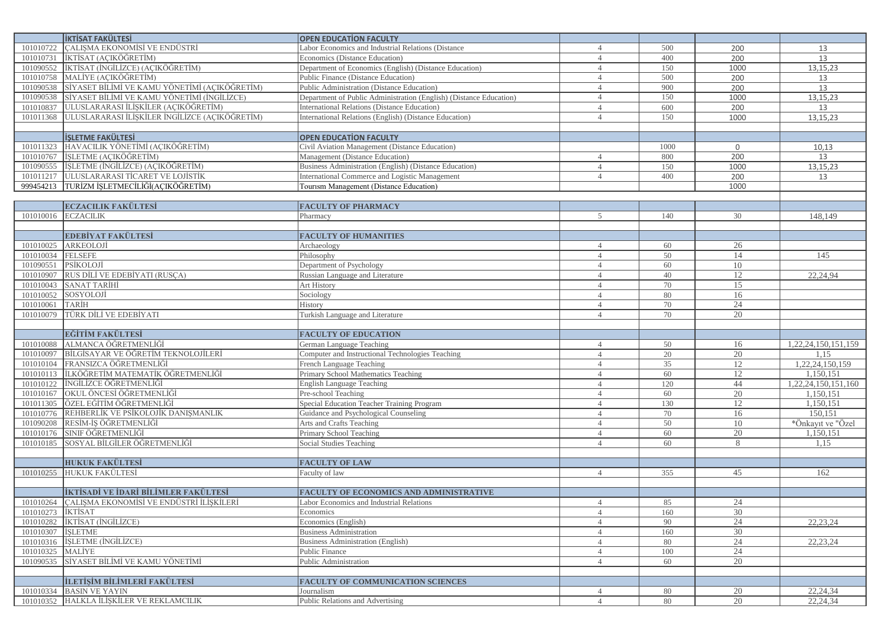| | | | | | | |
|---|---|---|---|---|---|---|
| | **İKTİSAT FAKÜLTESİ** | **OPEN EDUCATİON FACULTY** | | | | |
| 101010722 | ÇALIŞMA EKONOMİSİ VE ENDÜSTRİ | Labor Economics and Industrial Relations (Distance | 4 | 500 | 200 | 13 |
| 101010731 | İKTİSAT (AÇIKÖĞRETİM) | Economics (Distance Education) | 4 | 400 | 200 | 13 |
| 101090552 | İKTİSAT (İNGİLİZCE) (AÇIKÖĞRETİM) | Department of Economics (English) (Distance Education) | 4 | 150 | 1000 | 13,15,23 |
| 101010758 | MALİYE (AÇIKÖĞRETİM) | Public Finance (Distance Education) | 4 | 500 | 200 | 13 |
| 101090538 | SİYASET BİLİMİ VE KAMU YÖNETİMİ (AÇIKÖĞRETİM) | Public Administration (Distance Education) | 4 | 900 | 200 | 13 |
| 101090538 | SİYASET BİLİMİ VE KAMU YÖNETİMİ (İNGİLİZCE) | Department of Public Administration (English) (Distance Education) | 4 | 150 | 1000 | 13,15,23 |
| 101010837 | ULUSLARARASI İLİŞKİLER (AÇIKÖĞRETİM) | International Relations (Distance Education) | 4 | 600 | 200 | 13 |
| 101011368 | ULUSLARARASI İLİŞKİLER İNGİLİZCE (AÇIKÖĞRETİM) | International Relations (English) (Distance Education) | 4 | 150 | 1000 | 13,15,23 |
| | | | | | | |
| | **İŞLETME FAKÜLTESİ** | **OPEN EDUCATİON FACULTY** | | | | |
| 101011323 | HAVACILIK YÖNETİMİ (AÇIKÖĞRETİM) | Civil Aviation Management (Distance Education) | | 1000 | 0 | 10,13 |
| 101010767 | İŞLETME (AÇIKÖĞRETİM) | Management (Distance Education) | 4 | 800 | 200 | 13 |
| 101090555 | İŞLETME (İNGİLİZCE) (AÇIKÖĞRETİM) | Business Administration (English) (Distance Education) | 4 | 150 | 1000 | 13,15,23 |
| 101011217 | ULUSLARARASI TİCARET VE LOJİSTİK | International Commerce and Logistic Management | 4 | 400 | 200 | 13 |
| 999454213 | TURİZM İŞLETMECİLİĞİ(AÇIKÖĞRETİM) | Tourısm Management (Distance Education) | | | 1000 | |
| | | | | | | |
| | **ECZACILIK FAKÜLTESİ** | **FACULTY OF PHARMACY** | | | | |
| 101010016 | ECZACILIK | Pharmacy | 5 | 140 | 30 | 148,149 |
| | | | | | | |
| | **EDEBİYAT FAKÜLTESİ** | **FACULTY OF HUMANITIES** | | | | |
| 101010025 | ARKEOLOJİ | Archaeology | 4 | 60 | 26 | |
| 101010034 | FELSEFE | Philosophy | 4 | 50 | 14 | 145 |
| 101090551 | PSİKOLOJİ | Department of Psychology | 4 | 60 | 10 | |
| 101010907 | RUS DİLİ VE EDEBİYATI (RUSÇA) | Russian Language and Literature | 4 | 40 | 12 | 22,24,94 |
| 101010043 | SANAT TARİHİ | Art History | 4 | 70 | 15 | |
| 101010052 | SOSYOLOJİ | Sociology | 4 | 80 | 16 | |
| 101010061 | TARİH | History | 4 | 70 | 24 | |
| 101010079 | TÜRK DİLİ VE EDEBİYATI | Turkish Language and Literature | 4 | 70 | 20 | |
| | | | | | | |
| | **EĞİTİM FAKÜLTESİ** | **FACULTY OF EDUCATION** | | | | |
| 101010088 | ALMANCA ÖĞRETMENLİĞİ | German Language Teaching | 4 | 50 | 16 | 1,22,24,150,151,159 |
| 101010097 | BİLGİSAYAR VE ÖĞRETİM TEKNOLOJİLERİ | Computer and Instructional Technologies Teaching | 4 | 20 | 20 | 1,15 |
| 101010104 | FRANSIZCA ÖĞRETMENLİĞİ | French Language Teaching | 4 | 35 | 12 | 1,22,24,150,159 |
| 101010113 | İLKÖĞRETİM MATEMATİK ÖĞRETMENLİĞİ | Primary School Mathematics Teaching | 4 | 60 | 12 | 1,150,151 |
| 101010122 | İNGİLİZCE ÖĞRETMENLİĞİ | English Language Teaching | 4 | 120 | 44 | 1,22,24,150,151,160 |
| 101010167 | OKUL ÖNCESİ ÖĞRETMENLİĞİ | Pre-school Teaching | 4 | 60 | 20 | 1,150,151 |
| 101011305 | ÖZEL EĞİTİM ÖĞRETMENLİĞİ | Special Education Teacher Training Program | 4 | 130 | 12 | 1,150,151 |
| 101010776 | REHBERLİK VE PSİKOLOJİK DANIŞMANLIK | Guidance and Psychological Counseling | 4 | 70 | 16 | 150,151 |
| 101090208 | RESİM-İŞ ÖĞRETMENLİĞİ | Arts and Crafts Teaching | 4 | 50 | 10 | *Önkayıt ve "Özel |
| 101010176 | SINIF ÖĞRETMENLİĞİ | Primary School Teaching | 4 | 60 | 20 | 1,150,151 |
| 101010185 | SOSYAL BİLGİLER ÖĞRETMENLİĞİ | Social Studies Teaching | 4 | 60 | 8 | 1,15 |
| | | | | | | |
| | **HUKUK FAKÜLTESİ** | **FACULTY OF LAW** | | | | |
| 101010255 | HUKUK FAKÜLTESİ | Faculty of law | 4 | 355 | 45 | 162 |
| | | | | | | |
| | **İKTİSADİ VE İDARİ BİLİMLER FAKÜLTESİ** | **FACULTY OF ECONOMICS AND ADMINISTRATIVE** | | | | |
| 101010264 | ÇALIŞMA EKONOMİSİ VE ENDÜSTRİ İLİŞKİLERİ | Labor Economics and Industrial Relations | 4 | 85 | 24 | |
| 101010273 | İKTİSAT | Economics | 4 | 160 | 30 | |
| 101010282 | İKTİSAT (İNGİLİZCE) | Economics (English) | 4 | 90 | 24 | 22,23,24 |
| 101010307 | İŞLETME | Business Administration | 4 | 160 | 30 | |
| 101010316 | İŞLETME (İNGİLİZCE) | Business Administration (English) | 4 | 80 | 24 | 22,23,24 |
| 101010325 | MALİYE | Public Finance | 4 | 100 | 24 | |
| 101090535 | SİYASET BİLİMİ VE KAMU YÖNETİMİ | Public Administration | 4 | 60 | 20 | |
| | | | | | | |
| | **İLETİŞİM BİLİMLERİ FAKÜLTESİ** | **FACULTY OF COMMUNICATION SCIENCES** | | | | |
| 101010334 | BASIN VE YAYIN | Journalism | 4 | 80 | 20 | 22,24,34 |
| 101010352 | HALKLA İLİŞKİLER VE REKLAMCILIK | Public Relations and Advertising | 4 | 80 | 20 | 22,24,34 |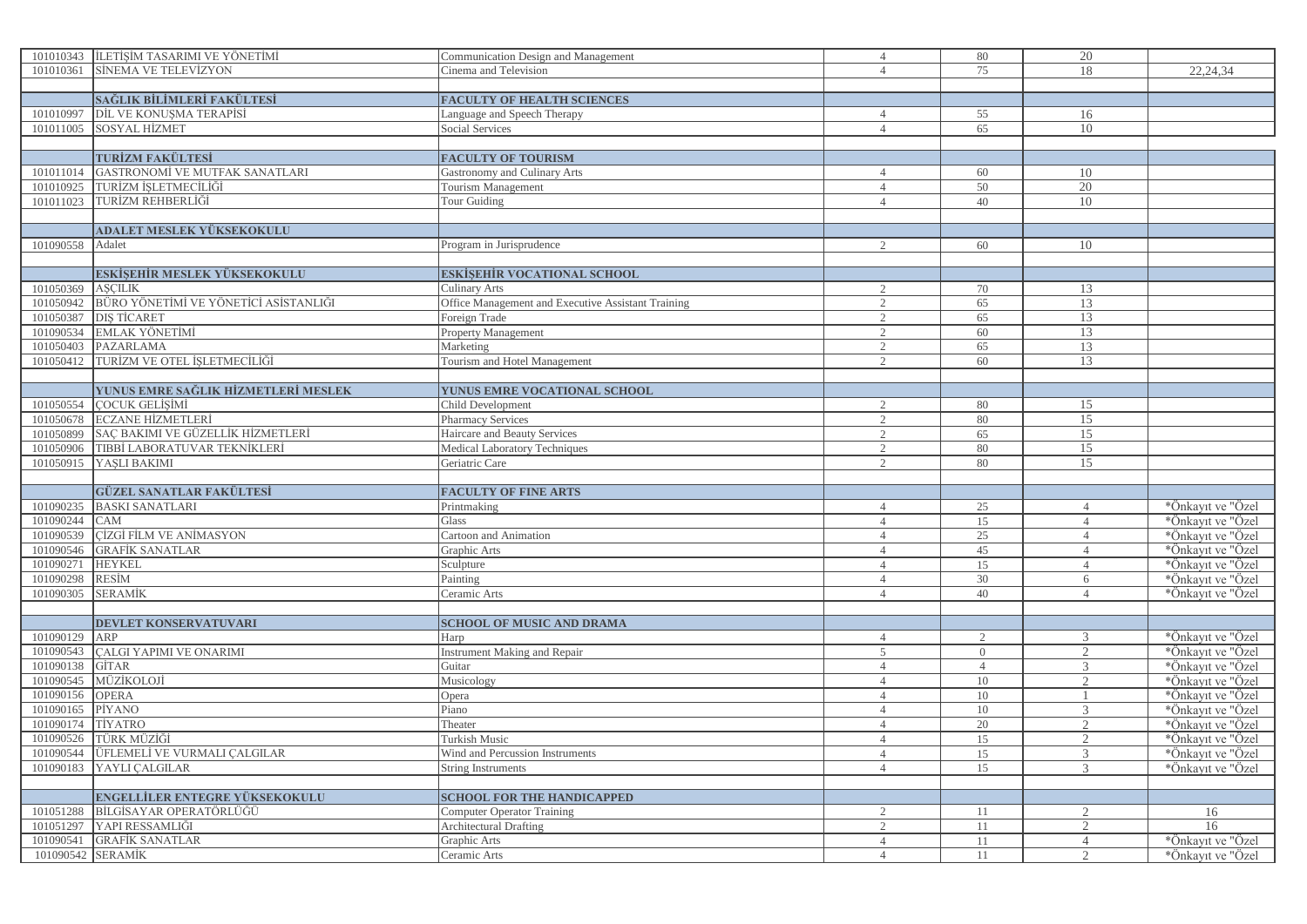| | | | | | | |
|---|---|---|---|---|---|---|
| 101010343 | İLETİŞİM TASARIMI VE YÖNETİMİ | Communication Design and Management | 4 | 80 | 20 | |
| 101010361 | SİNEMA VE TELEVİZYON | Cinema and Television | 4 | 75 | 18 | 22,24,34 |
| | | | | | | |
| | **SAĞLIK BİLİMLERİ FAKÜLTESİ** | **FACULTY OF HEALTH SCIENCES** | | | | |
| 101010997 | DİL VE KONUŞMA TERAPİSİ | Language and Speech Therapy | 4 | 55 | 16 | |
| 101011005 | SOSYAL HİZMET | Social Services | 4 | 65 | 10 | |
| | | | | | | |
| | **TURİZM FAKÜLTESİ** | **FACULTY OF TOURISM** | | | | |
| 101011014 | GASTRONOMİ VE MUTFAK SANATLARI | Gastronomy and Culinary Arts | 4 | 60 | 10 | |
| 101010925 | TURİZM İŞLETMECİLİĞİ | Tourism Management | 4 | 50 | 20 | |
| 101011023 | TURİZM REHBERLİĞİ | Tour Guiding | 4 | 40 | 10 | |
| | | | | | | |
| | **ADALET MESLEK YÜKSEKOKULU** | | | | | |
| 101090558 | Adalet | Program in Jurisprudence | 2 | 60 | 10 | |
| | | | | | | |
| | **ESKİŞEHİR MESLEK YÜKSEKOKULU** | **ESKİŞEHİR VOCATIONAL SCHOOL** | | | | |
| 101050369 | AŞÇILIK | Culinary Arts | 2 | 70 | 13 | |
| 101050942 | BÜRO YÖNETİMİ VE YÖNETİCİ ASİSTANLIĞI | Office Management and Executive Assistant Training | 2 | 65 | 13 | |
| 101050387 | DIŞ TİCARET | Foreign Trade | 2 | 65 | 13 | |
| 101090534 | EMLAK YÖNETİMİ | Property Management | 2 | 60 | 13 | |
| 101050403 | PAZARLAMA | Marketing | 2 | 65 | 13 | |
| 101050412 | TURİZM VE OTEL İŞLETMECİLİĞİ | Tourism and Hotel Management | 2 | 60 | 13 | |
| | | | | | | |
| | **YUNUS EMRE SAĞLIK HİZMETLERİ MESLEK** | **YUNUS EMRE VOCATIONAL SCHOOL** | | | | |
| 101050554 | ÇOCUK GELİŞİMİ | Child Development | 2 | 80 | 15 | |
| 101050678 | ECZANE HİZMETLERİ | Pharmacy Services | 2 | 80 | 15 | |
| 101050899 | SAÇ BAKIMI VE GÜZELLİK HİZMETLERİ | Haircare and Beauty Services | 2 | 65 | 15 | |
| 101050906 | TIBBİ LABORATUVAR TEKNİKLERİ | Medical Laboratory Techniques | 2 | 80 | 15 | |
| 101050915 | YAŞLI BAKIMI | Geriatric Care | 2 | 80 | 15 | |
| | | | | | | |
| | **GÜZEL SANATLAR FAKÜLTESİ** | **FACULTY OF FINE ARTS** | | | | |
| 101090235 | BASKI SANATLARI | Printmaking | 4 | 25 | 4 | *Önkayıt ve "Özel |
| 101090244 | CAM | Glass | 4 | 15 | 4 | *Önkayıt ve "Özel |
| 101090539 | ÇİZGİ FİLM VE ANİMASYON | Cartoon and Animation | 4 | 25 | 4 | *Önkayıt ve "Özel |
| 101090546 | GRAFİK SANATLAR | Graphic Arts | 4 | 45 | 4 | *Önkayıt ve "Özel |
| 101090271 | HEYKEL | Sculpture | 4 | 15 | 4 | *Önkayıt ve "Özel |
| 101090298 | RESİM | Painting | 4 | 30 | 6 | *Önkayıt ve "Özel |
| 101090305 | SERAMİK | Ceramic Arts | 4 | 40 | 4 | *Önkayıt ve "Özel |
| | | | | | | |
| | **DEVLET KONSERVATUVARI** | **SCHOOL OF MUSIC AND DRAMA** | | | | |
| 101090129 | ARP | Harp | 4 | 2 | 3 | *Önkayıt ve "Özel |
| 101090543 | ÇALGI YAPIMI VE ONARIMI | Instrument Making and Repair | 5 | 0 | 2 | *Önkayıt ve "Özel |
| 101090138 | GİTAR | Guitar | 4 | 4 | 3 | *Önkayıt ve "Özel |
| 101090545 | MÜZİKOLOJİ | Musicology | 4 | 10 | 2 | *Önkayıt ve "Özel |
| 101090156 | OPERA | Opera | 4 | 10 | 1 | *Önkayıt ve "Özel |
| 101090165 | PİYANO | Piano | 4 | 10 | 3 | *Önkayıt ve "Özel |
| 101090174 | TİYATRO | Theater | 4 | 20 | 2 | *Önkayıt ve "Özel |
| 101090526 | TÜRK MÜZİĞİ | Turkish Music | 4 | 15 | 2 | *Önkayıt ve "Özel |
| 101090544 | ÜFLEMELİ VE VURMALI ÇALGILAR | Wind and Percussion Instruments | 4 | 15 | 3 | *Önkayıt ve "Özel |
| 101090183 | YAYLI ÇALGILAR | String Instruments | 4 | 15 | 3 | *Önkayıt ve "Özel |
| | | | | | | |
| | **ENGELLİLER ENTEGRE YÜKSEKOKULU** | **SCHOOL FOR THE HANDICAPPED** | | | | |
| 101051288 | BİLGİSAYAR OPERATÖRLÜĞÜ | Computer Operator Training | 2 | 11 | 2 | 16 |
| 101051297 | YAPI RESSAMLIĞI | Architectural Drafting | 2 | 11 | 2 | 16 |
| 101090541 | GRAFİK SANATLAR | Graphic Arts | 4 | 11 | 4 | *Önkayıt ve "Özel |
| 101090542 | SERAMİK | Ceramic Arts | 4 | 11 | 2 | *Önkayıt ve "Özel |